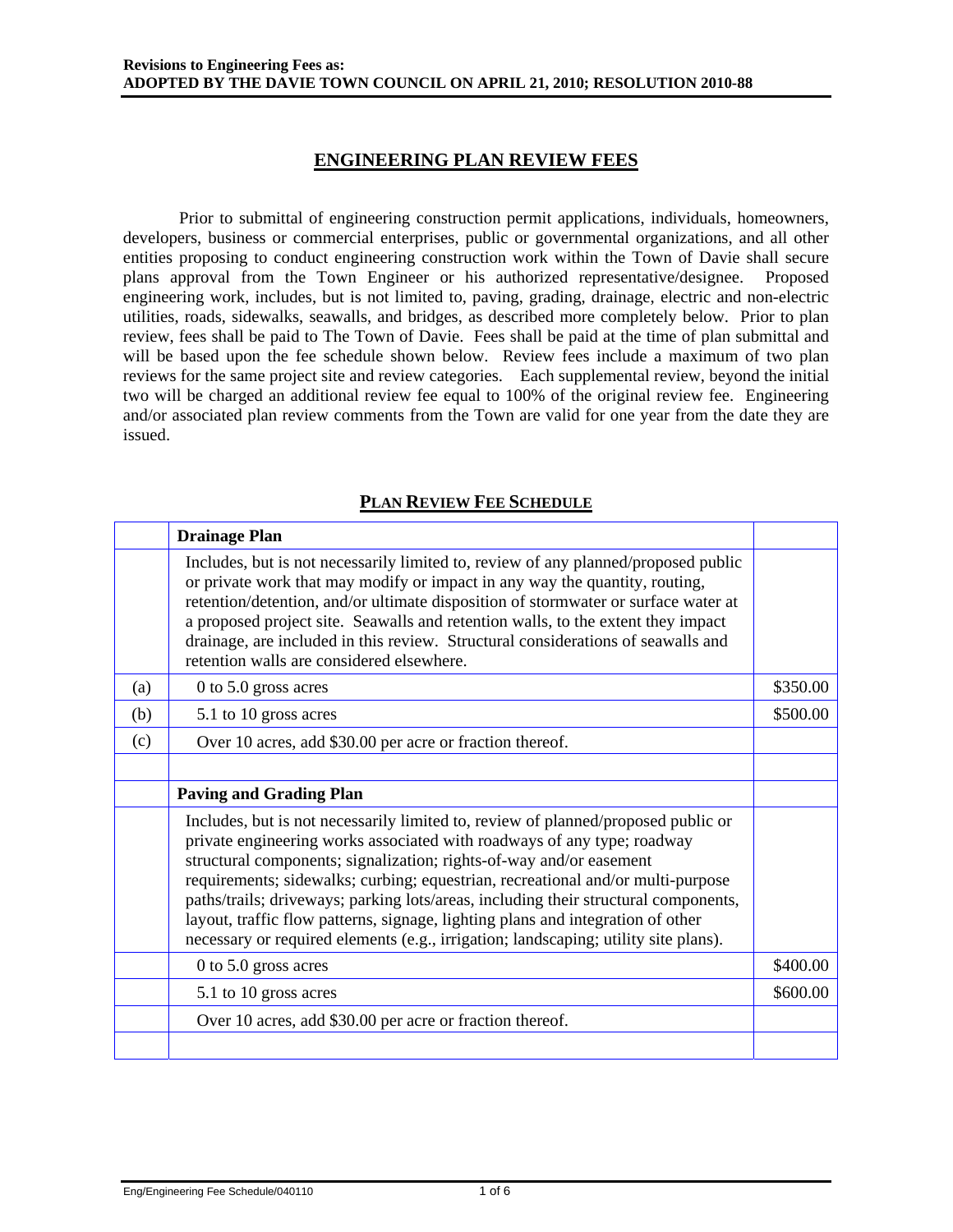**Revisions to Engineering Fees as:**
**ADOPTED BY THE DAVIE TOWN COUNCIL ON APRIL 21, 2010; RESOLUTION 2010-88**

## ENGINEERING PLAN REVIEW FEES

Prior to submittal of engineering construction permit applications, individuals, homeowners, developers, business or commercial enterprises, public or governmental organizations, and all other entities proposing to conduct engineering construction work within the Town of Davie shall secure plans approval from the Town Engineer or his authorized representative/designee. Proposed engineering work, includes, but is not limited to, paving, grading, drainage, electric and non-electric utilities, roads, sidewalks, seawalls, and bridges, as described more completely below. Prior to plan review, fees shall be paid to The Town of Davie. Fees shall be paid at the time of plan submittal and will be based upon the fee schedule shown below. Review fees include a maximum of two plan reviews for the same project site and review categories. Each supplemental review, beyond the initial two will be charged an additional review fee equal to 100% of the original review fee. Engineering and/or associated plan review comments from the Town are valid for one year from the date they are issued.

### PLAN REVIEW FEE SCHEDULE

| | **Drainage Plan** | |
|---|---|---|
| | Includes, but is not necessarily limited to, review of any planned/proposed public or private work that may modify or impact in any way the quantity, routing, retention/detention, and/or ultimate disposition of stormwater or surface water at a proposed project site. Seawalls and retention walls, to the extent they impact drainage, are included in this review. Structural considerations of seawalls and retention walls are considered elsewhere. | |
| (a) | 0 to 5.0 gross acres | $350.00 |
| (b) | 5.1 to 10 gross acres | $500.00 |
| (c) | Over 10 acres, add $30.00 per acre or fraction thereof. | |
| | | |
| | **Paving and Grading Plan** | |
| | Includes, but is not necessarily limited to, review of planned/proposed public or private engineering works associated with roadways of any type; roadway structural components; signalization; rights-of-way and/or easement requirements; sidewalks; curbing; equestrian, recreational and/or multi-purpose paths/trails; driveways; parking lots/areas, including their structural components, layout, traffic flow patterns, signage, lighting plans and integration of other necessary or required elements (e.g., irrigation; landscaping; utility site plans). | |
| | 0 to 5.0 gross acres | $400.00 |
| | 5.1 to 10 gross acres | $600.00 |
| | Over 10 acres, add $30.00 per acre or fraction thereof. | |
| | | |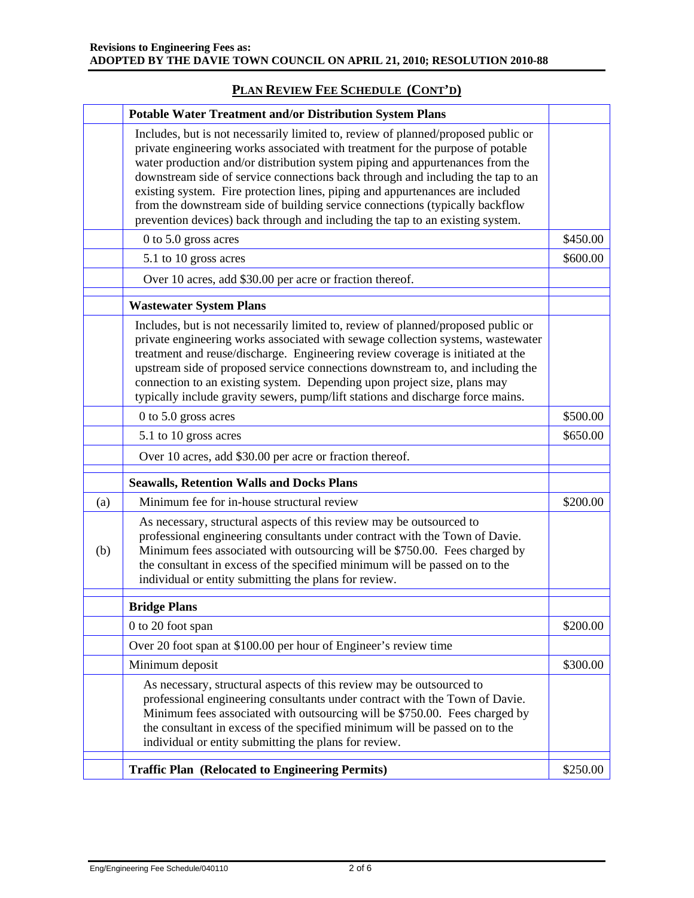**Revisions to Engineering Fees as:**
**ADOPTED BY THE DAVIE TOWN COUNCIL ON APRIL 21, 2010; RESOLUTION 2010-88**

## PLAN REVIEW FEE SCHEDULE (CONT'D)

| | | |
|---|---|---|
| | **Potable Water Treatment and/or Distribution System Plans** | |
| | Includes, but is not necessarily limited to, review of planned/proposed public or private engineering works associated with treatment for the purpose of potable water production and/or distribution system piping and appurtenances from the downstream side of service connections back through and including the tap to an existing system. Fire protection lines, piping and appurtenances are included from the downstream side of building service connections (typically backflow prevention devices) back through and including the tap to an existing system. | |
| | 0 to 5.0 gross acres | $450.00 |
| | 5.1 to 10 gross acres | $600.00 |
| | Over 10 acres, add $30.00 per acre or fraction thereof. | |
| | **Wastewater System Plans** | |
| | Includes, but is not necessarily limited to, review of planned/proposed public or private engineering works associated with sewage collection systems, wastewater treatment and reuse/discharge. Engineering review coverage is initiated at the upstream side of proposed service connections downstream to, and including the connection to an existing system. Depending upon project size, plans may typically include gravity sewers, pump/lift stations and discharge force mains. | |
| | 0 to 5.0 gross acres | $500.00 |
| | 5.1 to 10 gross acres | $650.00 |
| | Over 10 acres, add $30.00 per acre or fraction thereof. | |
| | **Seawalls, Retention Walls and Docks Plans** | |
| (a) | Minimum fee for in-house structural review | $200.00 |
| (b) | As necessary, structural aspects of this review may be outsourced to professional engineering consultants under contract with the Town of Davie. Minimum fees associated with outsourcing will be $750.00. Fees charged by the consultant in excess of the specified minimum will be passed on to the individual or entity submitting the plans for review. | |
| | **Bridge Plans** | |
| | 0 to 20 foot span | $200.00 |
| | Over 20 foot span at $100.00 per hour of Engineer's review time | |
| | Minimum deposit | $300.00 |
| | As necessary, structural aspects of this review may be outsourced to professional engineering consultants under contract with the Town of Davie. Minimum fees associated with outsourcing will be $750.00. Fees charged by the consultant in excess of the specified minimum will be passed on to the individual or entity submitting the plans for review. | |
| | **Traffic Plan (Relocated to Engineering Permits)** | $250.00 |

Eng/Engineering Fee Schedule/040110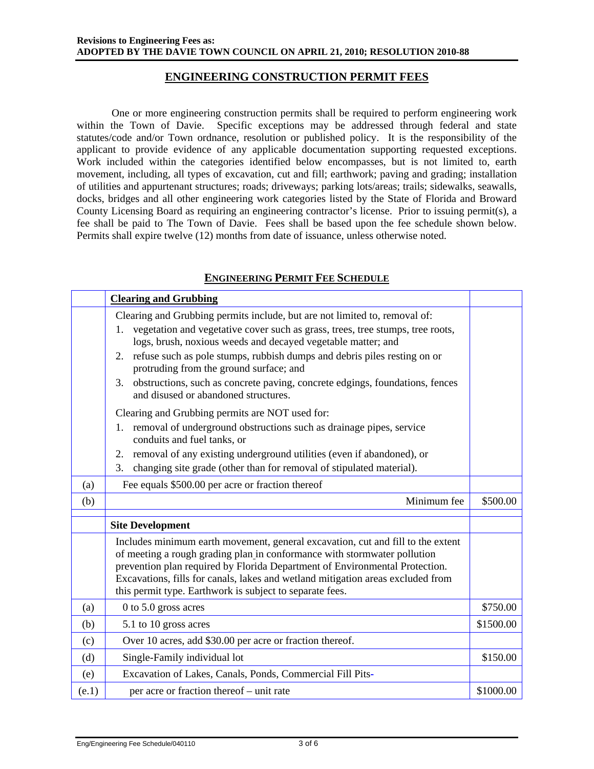**Revisions to Engineering Fees as:**
**ADOPTED BY THE DAVIE TOWN COUNCIL ON APRIL 21, 2010; RESOLUTION 2010-88**

## ENGINEERING CONSTRUCTION PERMIT FEES

One or more engineering construction permits shall be required to perform engineering work within the Town of Davie. Specific exceptions may be addressed through federal and state statutes/code and/or Town ordnance, resolution or published policy. It is the responsibility of the applicant to provide evidence of any applicable documentation supporting requested exceptions. Work included within the categories identified below encompasses, but is not limited to, earth movement, including, all types of excavation, cut and fill; earthwork; paving and grading; installation of utilities and appurtenant structures; roads; driveways; parking lots/areas; trails; sidewalks, seawalls, docks, bridges and all other engineering work categories listed by the State of Florida and Broward County Licensing Board as requiring an engineering contractor's license. Prior to issuing permit(s), a fee shall be paid to The Town of Davie. Fees shall be based upon the fee schedule shown below. Permits shall expire twelve (12) months from date of issuance, unless otherwise noted.

### ENGINEERING PERMIT FEE SCHEDULE

| | **Clearing and Grubbing** | |
|---|---|---|
| | Clearing and Grubbing permits include, but are not limited to, removal of:<br>1. vegetation and vegetative cover such as grass, trees, tree stumps, tree roots, logs, brush, noxious weeds and decayed vegetable matter; and<br>2. refuse such as pole stumps, rubbish dumps and debris piles resting on or protruding from the ground surface; and<br>3. obstructions, such as concrete paving, concrete edgings, foundations, fences and disused or abandoned structures.<br>Clearing and Grubbing permits are NOT used for:<br>1. removal of underground obstructions such as drainage pipes, service conduits and fuel tanks, or<br>2. removal of any existing underground utilities (even if abandoned), or<br>3. changing site grade (other than for removal of stipulated material). | |
| (a) | Fee equals $500.00 per acre or fraction thereof | |
| (b) | Minimum fee | $500.00 |
| | **Site Development** | |
| | Includes minimum earth movement, general excavation, cut and fill to the extent of meeting a rough grading plan in conformance with stormwater pollution prevention plan required by Florida Department of Environmental Protection. Excavations, fills for canals, lakes and wetland mitigation areas excluded from this permit type. Earthwork is subject to separate fees. | |
| (a) | 0 to 5.0 gross acres | $750.00 |
| (b) | 5.1 to 10 gross acres | $1500.00 |
| (c) | Over 10 acres, add $30.00 per acre or fraction thereof. | |
| (d) | Single-Family individual lot | $150.00 |
| (e) | Excavation of Lakes, Canals, Ponds, Commercial Fill Pits- | |
| (e.1) | per acre or fraction thereof – unit rate | $1000.00 |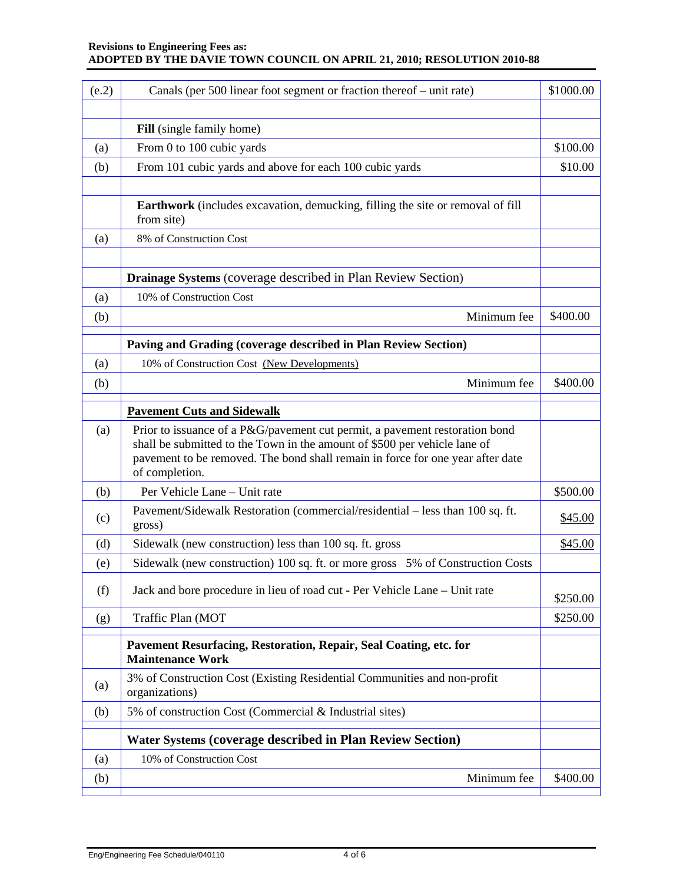**Revisions to Engineering Fees as:**
**ADOPTED BY THE DAVIE TOWN COUNCIL ON APRIL 21, 2010; RESOLUTION 2010-88**

| | | |
|---|---|---|
| (e.2) | Canals (per 500 linear foot segment or fraction thereof – unit rate) | $1000.00 |
| | | |
| | **Fill** (single family home) | |
| (a) | From 0 to 100 cubic yards | $100.00 |
| (b) | From 101 cubic yards and above for each 100 cubic yards | $10.00 |
| | | |
| | **Earthwork** (includes excavation, demucking, filling the site or removal of fill from site) | |
| (a) | 8% of Construction Cost | |
| | | |
| | **Drainage Systems** (coverage described in Plan Review Section) | |
| (a) | 10% of Construction Cost | |
| (b) | Minimum fee | $400.00 |
| | **Paving and Grading (coverage described in Plan Review Section)** | |
| (a) | 10% of Construction Cost <u>(New Developments)</u> | |
| (b) | Minimum fee | $400.00 |
| | **<u>Pavement Cuts and Sidewalk</u>** | |
| (a) | Prior to issuance of a P&G/pavement cut permit, a pavement restoration bond shall be submitted to the Town in the amount of $500 per vehicle lane of pavement to be removed. The bond shall remain in force for one year after date of completion. | |
| (b) | Per Vehicle Lane – Unit rate | $500.00 |
| (c) | Pavement/Sidewalk Restoration (commercial/residential – less than 100 sq. ft. gross) | <u>$45.00</u> |
| (d) | Sidewalk (new construction) less than 100 sq. ft. gross | <u>$45.00</u> |
| (e) | Sidewalk (new construction) 100 sq. ft. or more gross 5% of Construction Costs | |
| (f) | Jack and bore procedure in lieu of road cut - Per Vehicle Lane – Unit rate | $250.00 |
| (g) | Traffic Plan (MOT | $250.00 |
| | **Pavement Resurfacing, Restoration, Repair, Seal Coating, etc. for Maintenance Work** | |
| (a) | 3% of Construction Cost (Existing Residential Communities and non-profit organizations) | |
| (b) | 5% of construction Cost (Commercial & Industrial sites) | |
| | **Water Systems (coverage described in Plan Review Section)** | |
| (a) | 10% of Construction Cost | |
| (b) | Minimum fee | $400.00 |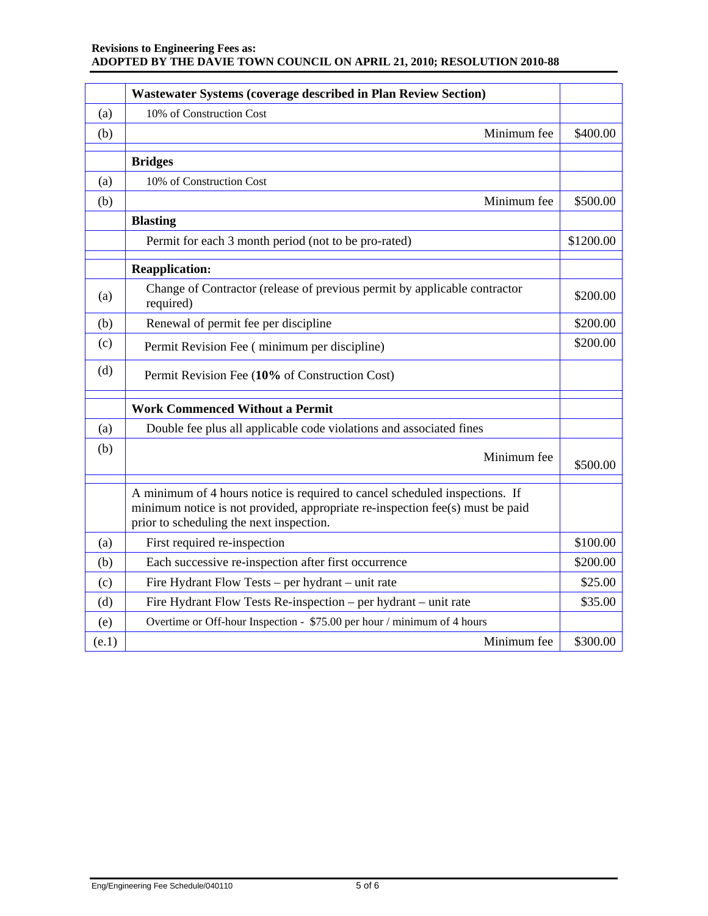**Revisions to Engineering Fees as:**
**ADOPTED BY THE DAVIE TOWN COUNCIL ON APRIL 21, 2010; RESOLUTION 2010-88**

| | **Wastewater Systems (coverage described in Plan Review Section)** | |
|---|---|---|
| (a) | 10% of Construction Cost | |
| (b) | Minimum fee | $400.00 |
| | **Bridges** | |
| (a) | 10% of Construction Cost | |
| (b) | Minimum fee | $500.00 |
| | **Blasting** | |
| | Permit for each 3 month period (not to be pro-rated) | $1200.00 |
| | **Reapplication:** | |
| (a) | Change of Contractor (release of previous permit by applicable contractor required) | $200.00 |
| (b) | Renewal of permit fee per discipline | $200.00 |
| (c) | Permit Revision Fee ( minimum per discipline) | $200.00 |
| (d) | Permit Revision Fee (**10%** of Construction Cost) | |
| | **Work Commenced Without a Permit** | |
| (a) | Double fee plus all applicable code violations and associated fines | |
| (b) | Minimum fee | $500.00 |
| | A minimum of 4 hours notice is required to cancel scheduled inspections. If minimum notice is not provided, appropriate re-inspection fee(s) must be paid prior to scheduling the next inspection. | |
| (a) | First required re-inspection | $100.00 |
| (b) | Each successive re-inspection after first occurrence | $200.00 |
| (c) | Fire Hydrant Flow Tests – per hydrant – unit rate | $25.00 |
| (d) | Fire Hydrant Flow Tests Re-inspection – per hydrant – unit rate | $35.00 |
| (e) | Overtime or Off-hour Inspection - $75.00 per hour / minimum of 4 hours | |
| (e.1) | Minimum fee | $300.00 |

Eng/Engineering Fee Schedule/040110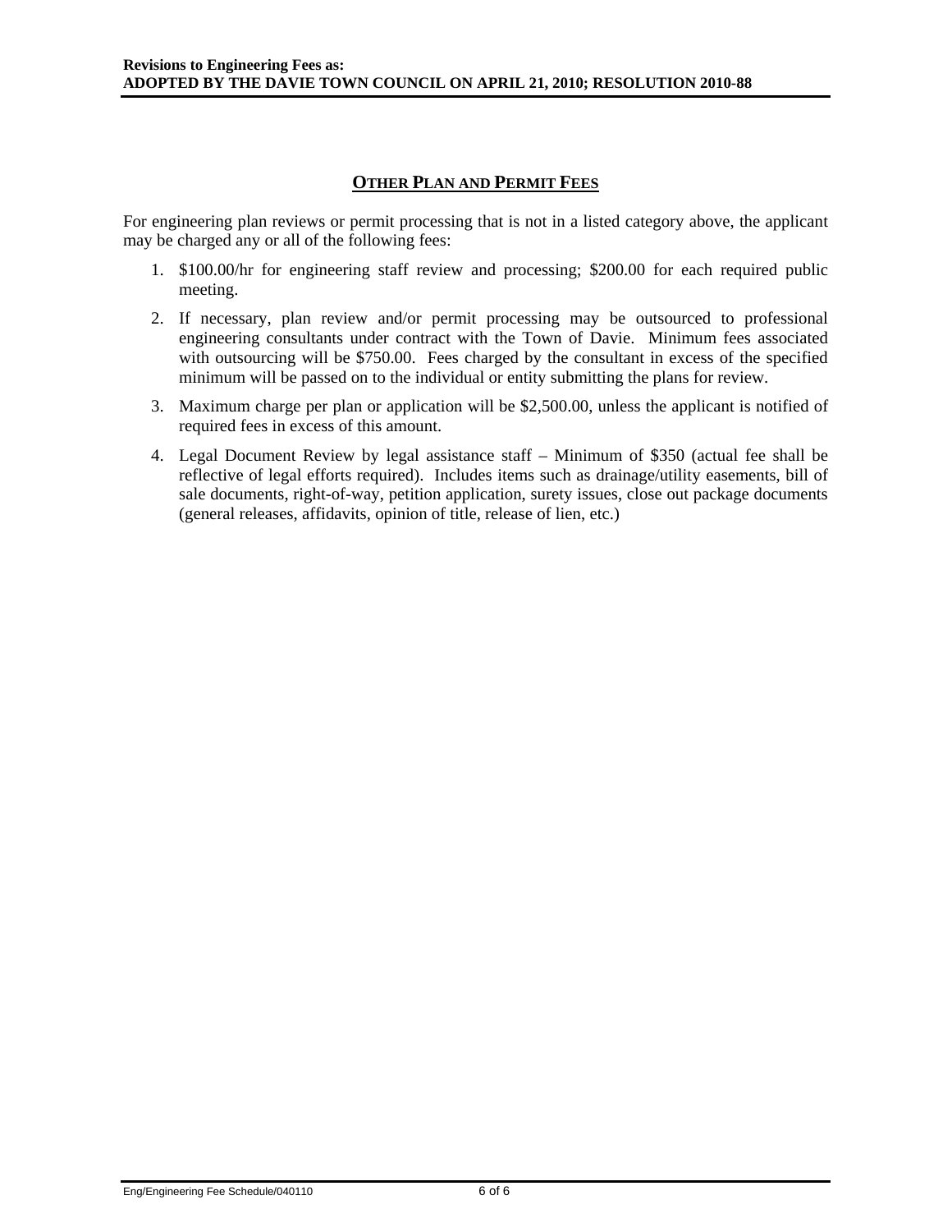## OTHER PLAN AND PERMIT FEES

For engineering plan reviews or permit processing that is not in a listed category above, the applicant may be charged any or all of the following fees:

1. $100.00/hr for engineering staff review and processing; $200.00 for each required public meeting.
2. If necessary, plan review and/or permit processing may be outsourced to professional engineering consultants under contract with the Town of Davie. Minimum fees associated with outsourcing will be $750.00. Fees charged by the consultant in excess of the specified minimum will be passed on to the individual or entity submitting the plans for review.
3. Maximum charge per plan or application will be $2,500.00, unless the applicant is notified of required fees in excess of this amount.
4. Legal Document Review by legal assistance staff – Minimum of $350 (actual fee shall be reflective of legal efforts required). Includes items such as drainage/utility easements, bill of sale documents, right-of-way, petition application, surety issues, close out package documents (general releases, affidavits, opinion of title, release of lien, etc.)